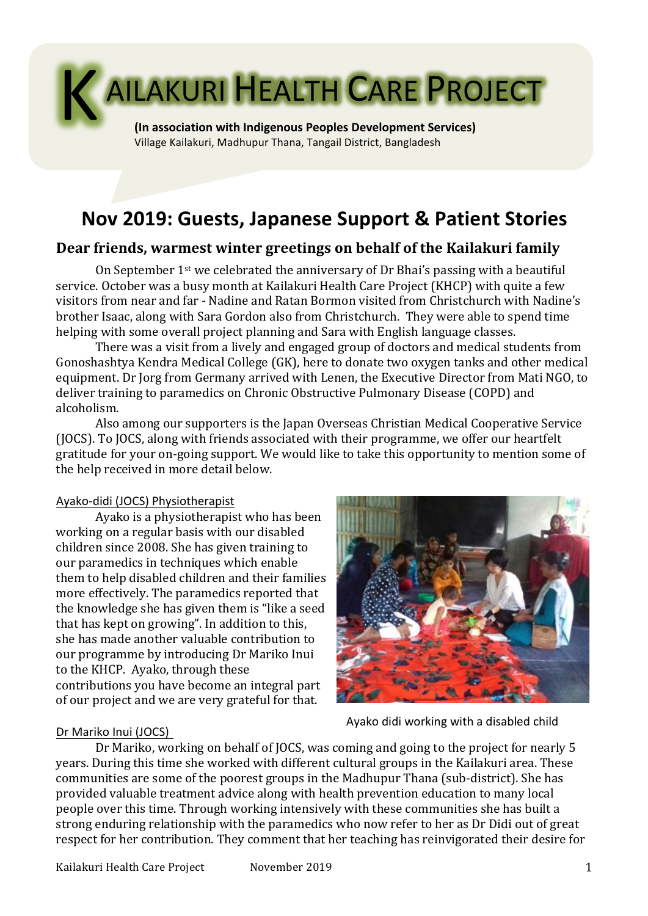# KAILAKURI HEALTH CARE PROJECT

**(In association with Indigenous Peoples Development Services)**
Village Kailakuri, Madhupur Thana, Tangail District, Bangladesh

## Nov 2019: Guests, Japanese Support & Patient Stories

### Dear friends, warmest winter greetings on behalf of the Kailakuri family

On September 1st we celebrated the anniversary of Dr Bhai's passing with a beautiful service. October was a busy month at Kailakuri Health Care Project (KHCP) with quite a few visitors from near and far - Nadine and Ratan Bormon visited from Christchurch with Nadine's brother Isaac, along with Sara Gordon also from Christchurch. They were able to spend time helping with some overall project planning and Sara with English language classes.

There was a visit from a lively and engaged group of doctors and medical students from Gonoshashtya Kendra Medical College (GK), here to donate two oxygen tanks and other medical equipment. Dr Jorg from Germany arrived with Lenen, the Executive Director from Mati NGO, to deliver training to paramedics on Chronic Obstructive Pulmonary Disease (COPD) and alcoholism.

Also among our supporters is the Japan Overseas Christian Medical Cooperative Service (JOCS). To JOCS, along with friends associated with their programme, we offer our heartfelt gratitude for your on-going support. We would like to take this opportunity to mention some of the help received in more detail below.

Ayako-didi (JOCS) Physiotherapist

Ayako is a physiotherapist who has been working on a regular basis with our disabled children since 2008. She has given training to our paramedics in techniques which enable them to help disabled children and their families more effectively. The paramedics reported that the knowledge she has given them is "like a seed that has kept on growing". In addition to this, she has made another valuable contribution to our programme by introducing Dr Mariko Inui to the KHCP. Ayako, through these contributions you have become an integral part of our project and we are very grateful for that.

Ayako didi working with a disabled child

Dr Mariko Inui (JOCS)

Dr Mariko, working on behalf of JOCS, was coming and going to the project for nearly 5 years. During this time she worked with different cultural groups in the Kailakuri area. These communities are some of the poorest groups in the Madhupur Thana (sub-district). She has provided valuable treatment advice along with health prevention education to many local people over this time. Through working intensively with these communities she has built a strong enduring relationship with the paramedics who now refer to her as Dr Didi out of great respect for her contribution. They comment that her teaching has reinvigorated their desire for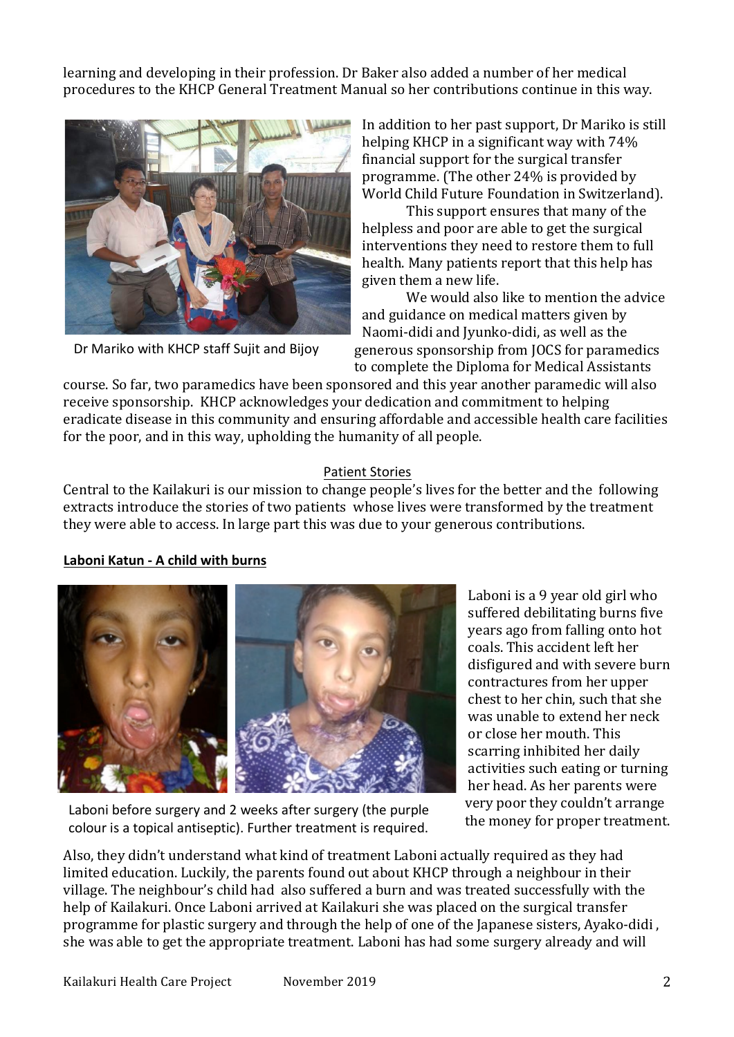learning and developing in their profession. Dr Baker also added a number of her medical procedures to the KHCP General Treatment Manual so her contributions continue in this way.

Dr Mariko with KHCP staff Sujit and Bijoy

In addition to her past support, Dr Mariko is still helping KHCP in a significant way with 74% financial support for the surgical transfer programme. (The other 24% is provided by World Child Future Foundation in Switzerland).

This support ensures that many of the helpless and poor are able to get the surgical interventions they need to restore them to full health. Many patients report that this help has given them a new life.

We would also like to mention the advice and guidance on medical matters given by Naomi-didi and Jyunko-didi, as well as the generous sponsorship from JOCS for paramedics to complete the Diploma for Medical Assistants course. So far, two paramedics have been sponsored and this year another paramedic will also receive sponsorship. KHCP acknowledges your dedication and commitment to helping eradicate disease in this community and ensuring affordable and accessible health care facilities for the poor, and in this way, upholding the humanity of all people.

## Patient Stories

Central to the Kailakuri is our mission to change people's lives for the better and the following extracts introduce the stories of two patients whose lives were transformed by the treatment they were able to access. In large part this was due to your generous contributions.

### Laboni Katun - A child with burns

Laboni before surgery and 2 weeks after surgery (the purple colour is a topical antiseptic). Further treatment is required.

Laboni is a 9 year old girl who suffered debilitating burns five years ago from falling onto hot coals. This accident left her disfigured and with severe burn contractures from her upper chest to her chin, such that she was unable to extend her neck or close her mouth. This scarring inhibited her daily activities such eating or turning her head. As her parents were very poor they couldn't arrange the money for proper treatment. Also, they didn't understand what kind of treatment Laboni actually required as they had limited education. Luckily, the parents found out about KHCP through a neighbour in their village. The neighbour's child had also suffered a burn and was treated successfully with the help of Kailakuri. Once Laboni arrived at Kailakuri she was placed on the surgical transfer programme for plastic surgery and through the help of one of the Japanese sisters, Ayako-didi , she was able to get the appropriate treatment. Laboni has had some surgery already and will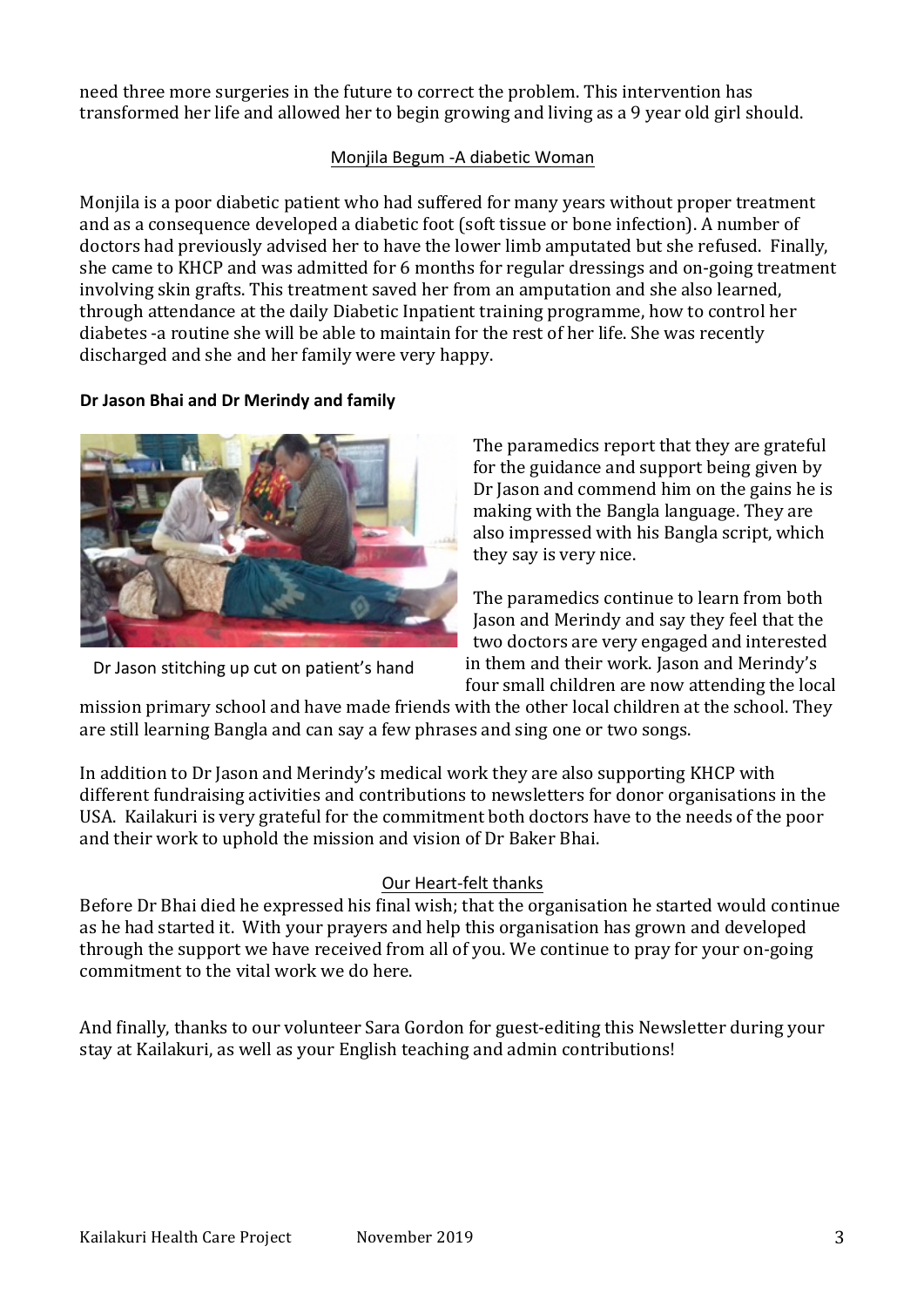need three more surgeries in the future to correct the problem. This intervention has transformed her life and allowed her to begin growing and living as a 9 year old girl should.

## Monjila Begum -A diabetic Woman

Monjila is a poor diabetic patient who had suffered for many years without proper treatment and as a consequence developed a diabetic foot (soft tissue or bone infection). A number of doctors had previously advised her to have the lower limb amputated but she refused. Finally, she came to KHCP and was admitted for 6 months for regular dressings and on-going treatment involving skin grafts. This treatment saved her from an amputation and she also learned, through attendance at the daily Diabetic Inpatient training programme, how to control her diabetes -a routine she will be able to maintain for the rest of her life. She was recently discharged and she and her family were very happy.

## Dr Jason Bhai and Dr Merindy and family

Dr Jason stitching up cut on patient's hand

The paramedics report that they are grateful for the guidance and support being given by Dr Jason and commend him on the gains he is making with the Bangla language. They are also impressed with his Bangla script, which they say is very nice.

The paramedics continue to learn from both Jason and Merindy and say they feel that the two doctors are very engaged and interested in them and their work. Jason and Merindy's four small children are now attending the local mission primary school and have made friends with the other local children at the school. They are still learning Bangla and can say a few phrases and sing one or two songs.

In addition to Dr Jason and Merindy's medical work they are also supporting KHCP with different fundraising activities and contributions to newsletters for donor organisations in the USA. Kailakuri is very grateful for the commitment both doctors have to the needs of the poor and their work to uphold the mission and vision of Dr Baker Bhai.

## Our Heart-felt thanks

Before Dr Bhai died he expressed his final wish; that the organisation he started would continue as he had started it. With your prayers and help this organisation has grown and developed through the support we have received from all of you. We continue to pray for your on-going commitment to the vital work we do here.

And finally, thanks to our volunteer Sara Gordon for guest-editing this Newsletter during your stay at Kailakuri, as well as your English teaching and admin contributions!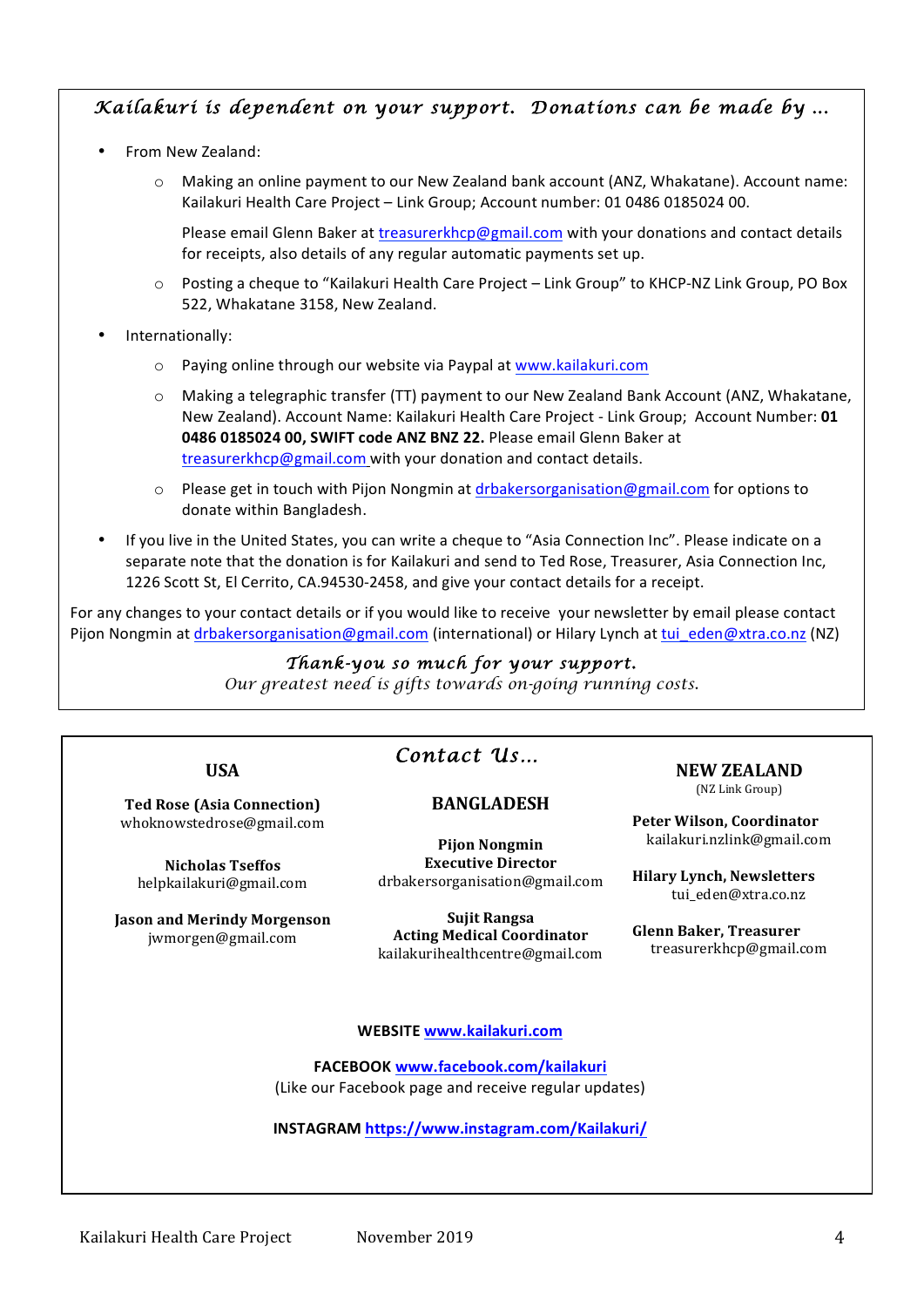*Kailakuri is dependent on your support. Donations can be made by …*

- From New Zealand:
  - Making an online payment to our New Zealand bank account (ANZ, Whakatane). Account name: Kailakuri Health Care Project – Link Group; Account number: 01 0486 0185024 00.

    Please email Glenn Baker at treasurerkhcp@gmail.com with your donations and contact details for receipts, also details of any regular automatic payments set up.
  - Posting a cheque to "Kailakuri Health Care Project – Link Group" to KHCP-NZ Link Group, PO Box 522, Whakatane 3158, New Zealand.
- Internationally:
  - Paying online through our website via Paypal at www.kailakuri.com
  - Making a telegraphic transfer (TT) payment to our New Zealand Bank Account (ANZ, Whakatane, New Zealand). Account Name: Kailakuri Health Care Project - Link Group; Account Number: **01 0486 0185024 00, SWIFT code ANZ BNZ 22.** Please email Glenn Baker at treasurerkhcp@gmail.com with your donation and contact details.
  - Please get in touch with Pijon Nongmin at drbakersorganisation@gmail.com for options to donate within Bangladesh.
- If you live in the United States, you can write a cheque to "Asia Connection Inc". Please indicate on a separate note that the donation is for Kailakuri and send to Ted Rose, Treasurer, Asia Connection Inc, 1226 Scott St, El Cerrito, CA.94530-2458, and give your contact details for a receipt.

For any changes to your contact details or if you would like to receive your newsletter by email please contact Pijon Nongmin at drbakersorganisation@gmail.com (international) or Hilary Lynch at tui_eden@xtra.co.nz (NZ)

*Thank-you so much for your support.*
*Our greatest need is gifts towards on-going running costs.*

## *Contact Us…*

### USA

**Ted Rose (Asia Connection)**
whoknowstedrose@gmail.com

**Nicholas Tseffos**
helpkailakuri@gmail.com

**Jason and Merindy Morgenson**
jwmorgen@gmail.com

### BANGLADESH

**Pijon Nongmin**
**Executive Director**
drbakersorganisation@gmail.com

**Sujit Rangsa**
**Acting Medical Coordinator**
kailakurihealthcentre@gmail.com

### NEW ZEALAND

(NZ Link Group)

**Peter Wilson, Coordinator**
kailakuri.nzlink@gmail.com

**Hilary Lynch, Newsletters**
tui_eden@xtra.co.nz

**Glenn Baker, Treasurer**
treasurerkhcp@gmail.com

**WEBSITE** **www.kailakuri.com**

**FACEBOOK** **www.facebook.com/kailakuri**
(Like our Facebook page and receive regular updates)

**INSTAGRAM** **https://www.instagram.com/Kailakuri/**